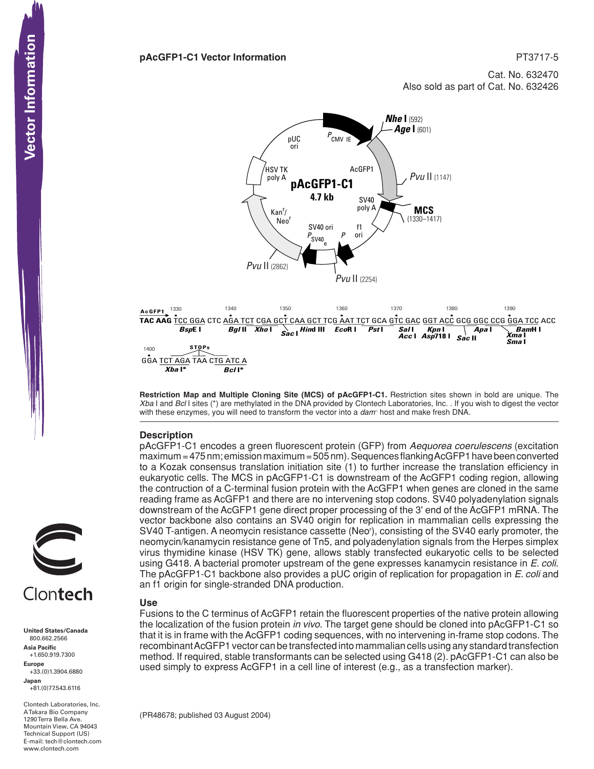**pAcGFP1-C1 Vector Information**

PT3717-5

Cat. No. 632470
Also sold as part of Cat. No. 632426

pAcGFP1-C1 4.7 kb

*Nhe* I (592)
*Age* I (601)
*Pvu* II (1147)
MCS (1330–1417)
*Pvu* II (2254)
*Pvu* II (2862)

$P_{CMV\ IE}$, AcGFP1, SV40 poly A, f1 ori, P, SV40 ori $P_{SV40\ e}$, Kan$^r$/Neo$^r$, HSV TK poly A, pUC ori

```
AcGFP1  1330         1340         1350         1360         1370         1380         1390
TAC AAG TCC GGA CTC AGA TCT CGA GCT CAA GCT TCG AAT TCT GCA GTC GAC GGT ACC GCG GGC CCG GGA TCC ACC
            BspE I      Bgl II  Xho I  Sac I  Hind III  EcoR I  Pst I  Sal I  Kpn I      Apa I    BamH I
                                                                     Acc I  Asp718 I  Sac II  Xma I
                                                                                              Sma I
1400          STOPs
GGA TCT AGA TAA CTG ATC A
    Xba I*      Bcl I*
```

**Restriction Map and Multiple Cloning Site (MCS) of pAcGFP1-C1.** Restriction sites shown in bold are unique. The *Xba* I and *Bcl* I sites (*) are methylated in the DNA provided by Clontech Laboratories, Inc. . If you wish to digest the vector with these enzymes, you will need to transform the vector into a *dam*⁻ host and make fresh DNA.

## Description

pAcGFP1-C1 encodes a green fluorescent protein (GFP) from *Aequorea coerulescens* (excitation maximum = 475 nm; emission maximum = 505 nm). Sequences flanking AcGFP1 have been converted to a Kozak consensus translation initiation site (1) to further increase the translation efficiency in eukaryotic cells. The MCS in pAcGFP1-C1 is downstream of the AcGFP1 coding region, allowing the contruction of a C-terminal fusion protein with the AcGFP1 when genes are cloned in the same reading frame as AcGFP1 and there are no intervening stop codons. SV40 polyadenylation signals downstream of the AcGFP1 gene direct proper processing of the 3′ end of the AcGFP1 mRNA. The vector backbone also contains an SV40 origin for replication in mammalian cells expressing the SV40 T-antigen. A neomycin resistance cassette (Neo$^r$), consisting of the SV40 early promoter, the neomycin/kanamycin resistance gene of Tn5, and polyadenylation signals from the Herpes simplex virus thymidine kinase (HSV TK) gene, allows stably transfected eukaryotic cells to be selected using G418. A bacterial promoter upstream of the gene expresses kanamycin resistance in *E. coli*. The pAcGFP1-C1 backbone also provides a pUC origin of replication for propagation in *E. coli* and an f1 origin for single-stranded DNA production.

## Use

Fusions to the C terminus of AcGFP1 retain the fluorescent properties of the native protein allowing the localization of the fusion protein *in vivo*. The target gene should be cloned into pAcGFP1-C1 so that it is in frame with the AcGFP1 coding sequences, with no intervening in-frame stop codons. The recombinant AcGFP1 vector can be transfected into mammalian cells using any standard transfection method. If required, stable transformants can be selected using G418 (2). pAcGFP1-C1 can also be used simply to express AcGFP1 in a cell line of interest (e.g., as a transfection marker).

(PR48678; published 03 August 2004)

Clontech

**United States/Canada**
800.662.2566
**Asia Pacific**
+1.650.919.7300
**Europe**
+33.(0)1.3904.6880
**Japan**
+81.(0)77.543.6116

Clontech Laboratories, Inc.
A Takara Bio Company
1290 Terra Bella Ave.
Mountain View, CA 94043
Technical Support (US)
E-mail: tech@clontech.com
www.clontech.com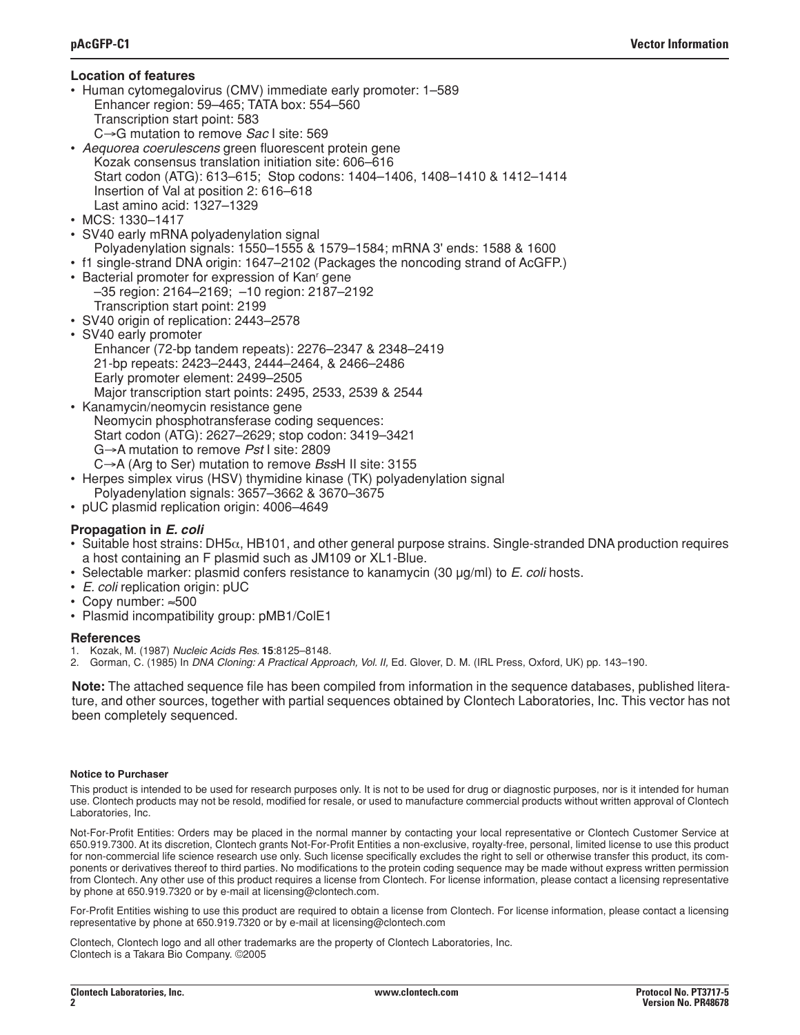### Location of features

- Human cytomegalovirus (CMV) immediate early promoter: 1–589
  - Enhancer region: 59–465; TATA box: 554–560
  - Transcription start point: 583
  - C→G mutation to remove *Sac* I site: 569
- *Aequorea coerulescens* green fluorescent protein gene
  - Kozak consensus translation initiation site: 606–616
  - Start codon (ATG): 613–615; Stop codons: 1404–1406, 1408–1410 & 1412–1414
  - Insertion of Val at position 2: 616–618
  - Last amino acid: 1327–1329
- MCS: 1330–1417
- SV40 early mRNA polyadenylation signal
  - Polyadenylation signals: 1550–1555 & 1579–1584; mRNA 3' ends: 1588 & 1600
- f1 single-strand DNA origin: 1647–2102 (Packages the noncoding strand of AcGFP.)
- Bacterial promoter for expression of Kan$^r$ gene
  - –35 region: 2164–2169; –10 region: 2187–2192
  - Transcription start point: 2199
- SV40 origin of replication: 2443–2578
- SV40 early promoter
  - Enhancer (72-bp tandem repeats): 2276–2347 & 2348–2419
  - 21-bp repeats: 2423–2443, 2444–2464, & 2466–2486
  - Early promoter element: 2499–2505
  - Major transcription start points: 2495, 2533, 2539 & 2544
- Kanamycin/neomycin resistance gene
  - Neomycin phosphotransferase coding sequences:
  - Start codon (ATG): 2627–2629; stop codon: 3419–3421
  - G→A mutation to remove *Pst* I site: 2809
  - C→A (Arg to Ser) mutation to remove *Bss*H II site: 3155
- Herpes simplex virus (HSV) thymidine kinase (TK) polyadenylation signal
  - Polyadenylation signals: 3657–3662 & 3670–3675
- pUC plasmid replication origin: 4006–4649

### Propagation in *E. coli*

- Suitable host strains: DH5α, HB101, and other general purpose strains. Single-stranded DNA production requires a host containing an F plasmid such as JM109 or XL1-Blue.
- Selectable marker: plasmid confers resistance to kanamycin (30 μg/ml) to *E. coli* hosts.
- *E. coli* replication origin: pUC
- Copy number: ≈500
- Plasmid incompatibility group: pMB1/ColE1

### References

1. Kozak, M. (1987) *Nucleic Acids Res.* **15**:8125–8148.
2. Gorman, C. (1985) In *DNA Cloning: A Practical Approach, Vol. II,* Ed. Glover, D. M. (IRL Press, Oxford, UK) pp. 143–190.

**Note:** The attached sequence file has been compiled from information in the sequence databases, published literature, and other sources, together with partial sequences obtained by Clontech Laboratories, Inc. This vector has not been completely sequenced.

#### Notice to Purchaser

This product is intended to be used for research purposes only. It is not to be used for drug or diagnostic purposes, nor is it intended for human use. Clontech products may not be resold, modified for resale, or used to manufacture commercial products without written approval of Clontech Laboratories, Inc.

Not-For-Profit Entities: Orders may be placed in the normal manner by contacting your local representative or Clontech Customer Service at 650.919.7300. At its discretion, Clontech grants Not-For-Profit Entities a non-exclusive, royalty-free, personal, limited license to use this product for non-commercial life science research use only. Such license specifically excludes the right to sell or otherwise transfer this product, its components or derivatives thereof to third parties. No modifications to the protein coding sequence may be made without express written permission from Clontech. Any other use of this product requires a license from Clontech. For license information, please contact a licensing representative by phone at 650.919.7320 or by e-mail at licensing@clontech.com.

For-Profit Entities wishing to use this product are required to obtain a license from Clontech. For license information, please contact a licensing representative by phone at 650.919.7320 or by e-mail at licensing@clontech.com

Clontech, Clontech logo and all other trademarks are the property of Clontech Laboratories, Inc.
Clontech is a Takara Bio Company. ©2005